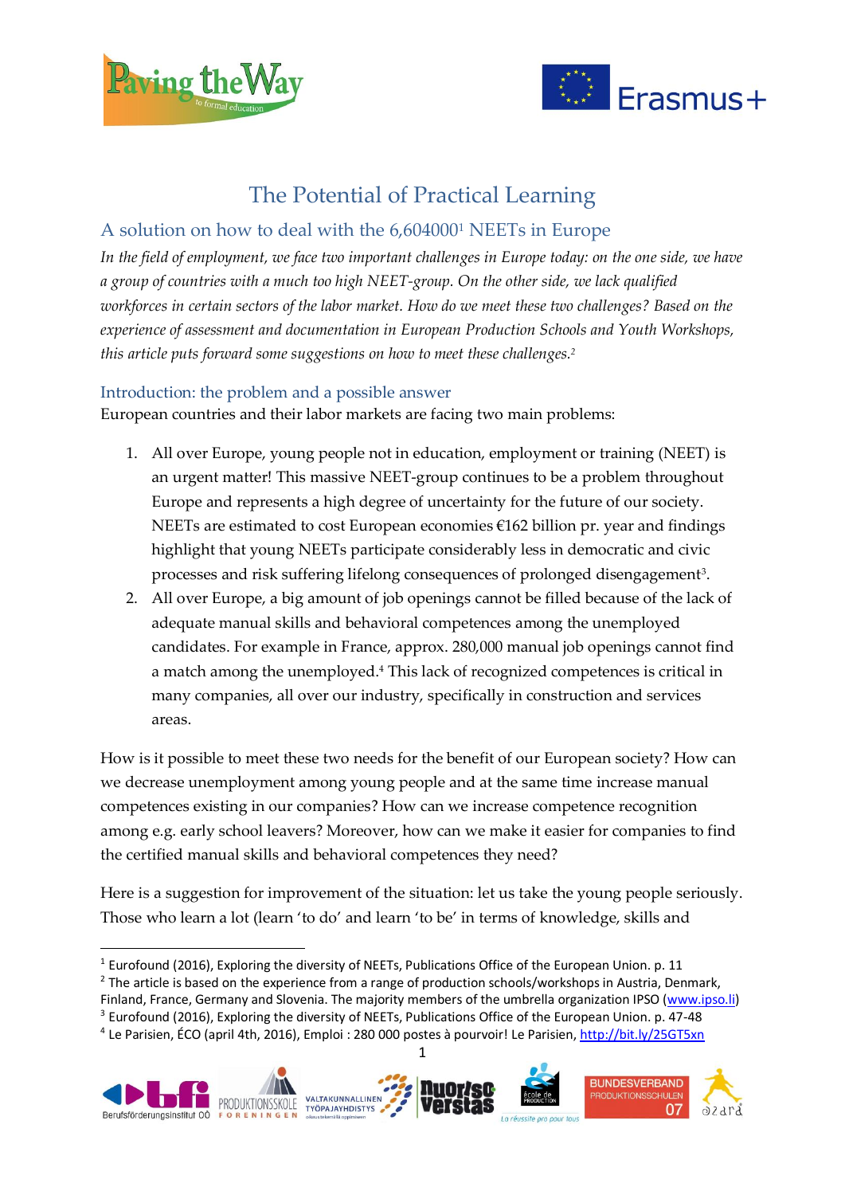# The Potential of Practical Learning

## A solution on how to deal with the 6,604000[1] NEETs in Europe

*In the field of employment, we face two important challenges in Europe today: on the one side, we have a group of countries with a much too high NEET-group. On the other side, we lack qualified workforces in certain sectors of the labor market. How do we meet these two challenges? Based on the experience of assessment and documentation in European Production Schools and Youth Workshops, this article puts forward some suggestions on how to meet these challenges.*[2]

### Introduction: the problem and a possible answer

European countries and their labor markets are facing two main problems:

1. All over Europe, young people not in education, employment or training (NEET) is an urgent matter! This massive NEET-group continues to be a problem throughout Europe and represents a high degree of uncertainty for the future of our society. NEETs are estimated to cost European economies €162 billion pr. year and findings highlight that young NEETs participate considerably less in democratic and civic processes and risk suffering lifelong consequences of prolonged disengagement[3].
2. All over Europe, a big amount of job openings cannot be filled because of the lack of adequate manual skills and behavioral competences among the unemployed candidates. For example in France, approx. 280,000 manual job openings cannot find a match among the unemployed.[4] This lack of recognized competences is critical in many companies, all over our industry, specifically in construction and services areas.

How is it possible to meet these two needs for the benefit of our European society? How can we decrease unemployment among young people and at the same time increase manual competences existing in our companies? How can we increase competence recognition among e.g. early school leavers? Moreover, how can we make it easier for companies to find the certified manual skills and behavioral competences they need?

Here is a suggestion for improvement of the situation: let us take the young people seriously. Those who learn a lot (learn 'to do' and learn 'to be' in terms of knowledge, skills and

---

[1] Eurofound (2016), Exploring the diversity of NEETs, Publications Office of the European Union. p. 11

[2] The article is based on the experience from a range of production schools/workshops in Austria, Denmark, Finland, France, Germany and Slovenia. The majority members of the umbrella organization IPSO (www.ipso.li)

[3] Eurofound (2016), Exploring the diversity of NEETs, Publications Office of the European Union. p. 47-48

[4] Le Parisien, ÉCO (april 4th, 2016), Emploi : 280 000 postes à pourvoir! Le Parisien, http://bit.ly/25GT5xn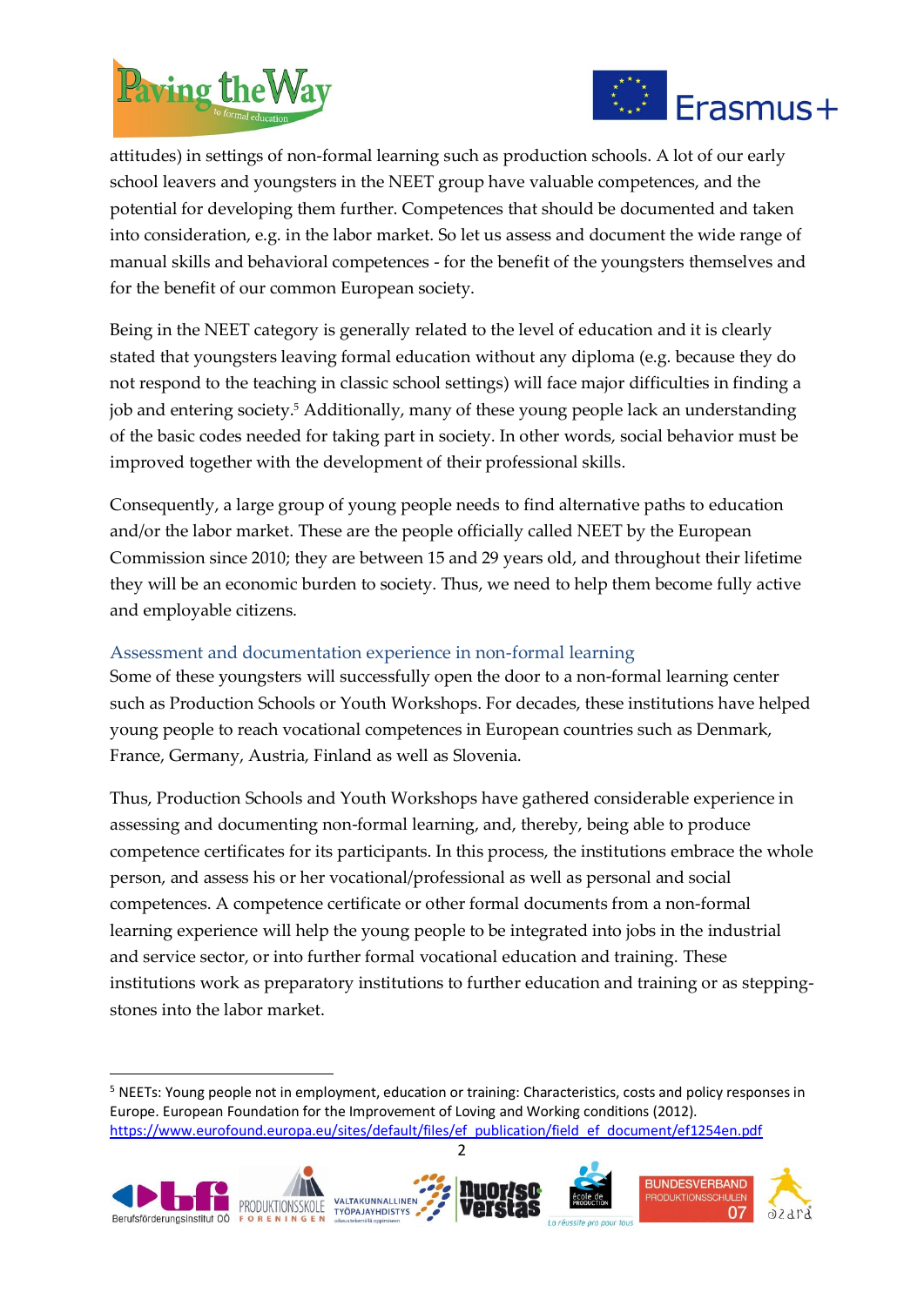attitudes) in settings of non-formal learning such as production schools. A lot of our early school leavers and youngsters in the NEET group have valuable competences, and the potential for developing them further. Competences that should be documented and taken into consideration, e.g. in the labor market. So let us assess and document the wide range of manual skills and behavioral competences - for the benefit of the youngsters themselves and for the benefit of our common European society.

Being in the NEET category is generally related to the level of education and it is clearly stated that youngsters leaving formal education without any diploma (e.g. because they do not respond to the teaching in classic school settings) will face major difficulties in finding a job and entering society.[5] Additionally, many of these young people lack an understanding of the basic codes needed for taking part in society. In other words, social behavior must be improved together with the development of their professional skills.

Consequently, a large group of young people needs to find alternative paths to education and/or the labor market. These are the people officially called NEET by the European Commission since 2010; they are between 15 and 29 years old, and throughout their lifetime they will be an economic burden to society. Thus, we need to help them become fully active and employable citizens.

## Assessment and documentation experience in non-formal learning

Some of these youngsters will successfully open the door to a non-formal learning center such as Production Schools or Youth Workshops. For decades, these institutions have helped young people to reach vocational competences in European countries such as Denmark, France, Germany, Austria, Finland as well as Slovenia.

Thus, Production Schools and Youth Workshops have gathered considerable experience in assessing and documenting non-formal learning, and, thereby, being able to produce competence certificates for its participants. In this process, the institutions embrace the whole person, and assess his or her vocational/professional as well as personal and social competences. A competence certificate or other formal documents from a non-formal learning experience will help the young people to be integrated into jobs in the industrial and service sector, or into further formal vocational education and training. These institutions work as preparatory institutions to further education and training or as stepping-stones into the labor market.

---

[5] NEETs: Young people not in employment, education or training: Characteristics, costs and policy responses in Europe. European Foundation for the Improvement of Loving and Working conditions (2012). https://www.eurofound.europa.eu/sites/default/files/ef_publication/field_ef_document/ef1254en.pdf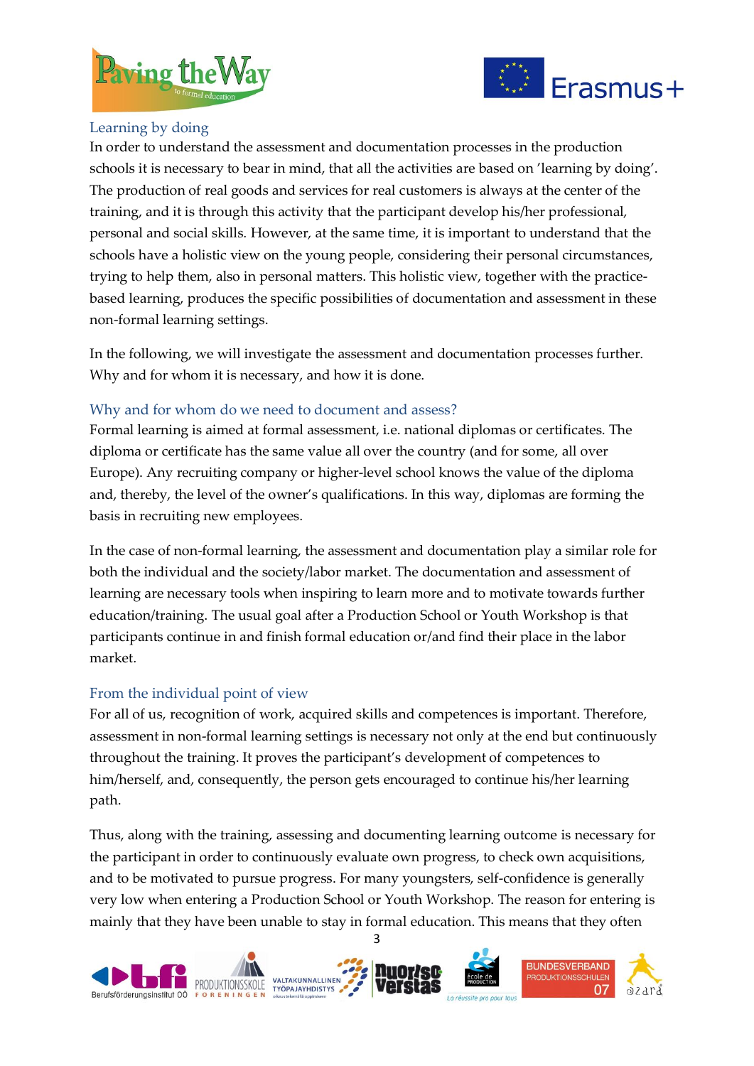## Learning by doing

In order to understand the assessment and documentation processes in the production schools it is necessary to bear in mind, that all the activities are based on 'learning by doing'. The production of real goods and services for real customers is always at the center of the training, and it is through this activity that the participant develop his/her professional, personal and social skills. However, at the same time, it is important to understand that the schools have a holistic view on the young people, considering their personal circumstances, trying to help them, also in personal matters. This holistic view, together with the practice-based learning, produces the specific possibilities of documentation and assessment in these non-formal learning settings.

In the following, we will investigate the assessment and documentation processes further. Why and for whom it is necessary, and how it is done.

## Why and for whom do we need to document and assess?

Formal learning is aimed at formal assessment, i.e. national diplomas or certificates. The diploma or certificate has the same value all over the country (and for some, all over Europe). Any recruiting company or higher-level school knows the value of the diploma and, thereby, the level of the owner's qualifications. In this way, diplomas are forming the basis in recruiting new employees.

In the case of non-formal learning, the assessment and documentation play a similar role for both the individual and the society/labor market. The documentation and assessment of learning are necessary tools when inspiring to learn more and to motivate towards further education/training. The usual goal after a Production School or Youth Workshop is that participants continue in and finish formal education or/and find their place in the labor market.

## From the individual point of view

For all of us, recognition of work, acquired skills and competences is important. Therefore, assessment in non-formal learning settings is necessary not only at the end but continuously throughout the training. It proves the participant's development of competences to him/herself, and, consequently, the person gets encouraged to continue his/her learning path.

Thus, along with the training, assessing and documenting learning outcome is necessary for the participant in order to continuously evaluate own progress, to check own acquisitions, and to be motivated to pursue progress. For many youngsters, self-confidence is generally very low when entering a Production School or Youth Workshop. The reason for entering is mainly that they have been unable to stay in formal education. This means that they often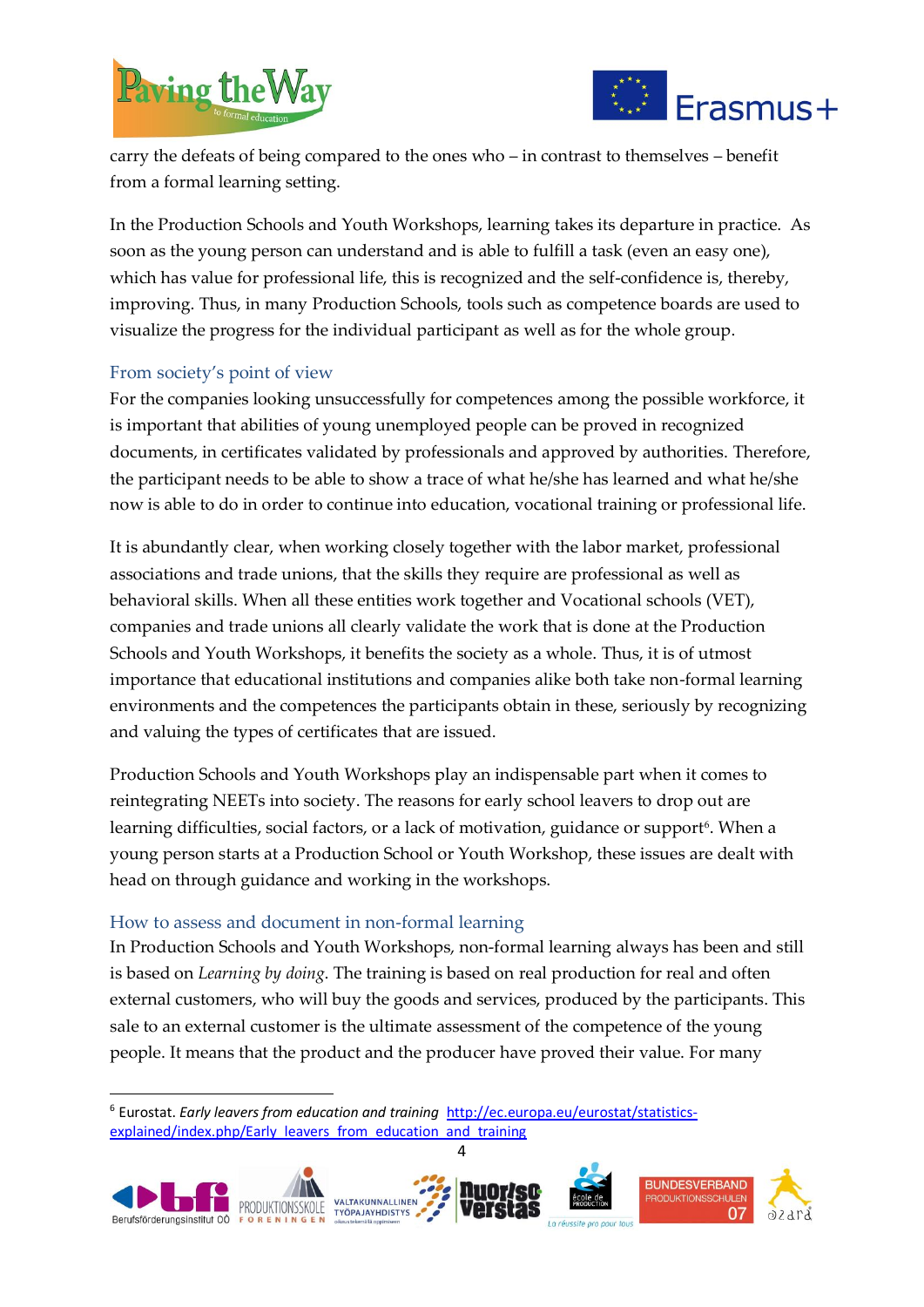carry the defeats of being compared to the ones who – in contrast to themselves – benefit from a formal learning setting.

In the Production Schools and Youth Workshops, learning takes its departure in practice. As soon as the young person can understand and is able to fulfill a task (even an easy one), which has value for professional life, this is recognized and the self-confidence is, thereby, improving. Thus, in many Production Schools, tools such as competence boards are used to visualize the progress for the individual participant as well as for the whole group.

## From society's point of view

For the companies looking unsuccessfully for competences among the possible workforce, it is important that abilities of young unemployed people can be proved in recognized documents, in certificates validated by professionals and approved by authorities. Therefore, the participant needs to be able to show a trace of what he/she has learned and what he/she now is able to do in order to continue into education, vocational training or professional life.

It is abundantly clear, when working closely together with the labor market, professional associations and trade unions, that the skills they require are professional as well as behavioral skills. When all these entities work together and Vocational schools (VET), companies and trade unions all clearly validate the work that is done at the Production Schools and Youth Workshops, it benefits the society as a whole. Thus, it is of utmost importance that educational institutions and companies alike both take non-formal learning environments and the competences the participants obtain in these, seriously by recognizing and valuing the types of certificates that are issued.

Production Schools and Youth Workshops play an indispensable part when it comes to reintegrating NEETs into society. The reasons for early school leavers to drop out are learning difficulties, social factors, or a lack of motivation, guidance or support[6]. When a young person starts at a Production School or Youth Workshop, these issues are dealt with head on through guidance and working in the workshops.

## How to assess and document in non-formal learning

In Production Schools and Youth Workshops, non-formal learning always has been and still is based on *Learning by doing*. The training is based on real production for real and often external customers, who will buy the goods and services, produced by the participants. This sale to an external customer is the ultimate assessment of the competence of the young people. It means that the product and the producer have proved their value. For many

---

[6] Eurostat. *Early leavers from education and training* http://ec.europa.eu/eurostat/statistics-explained/index.php/Early_leavers_from_education_and_training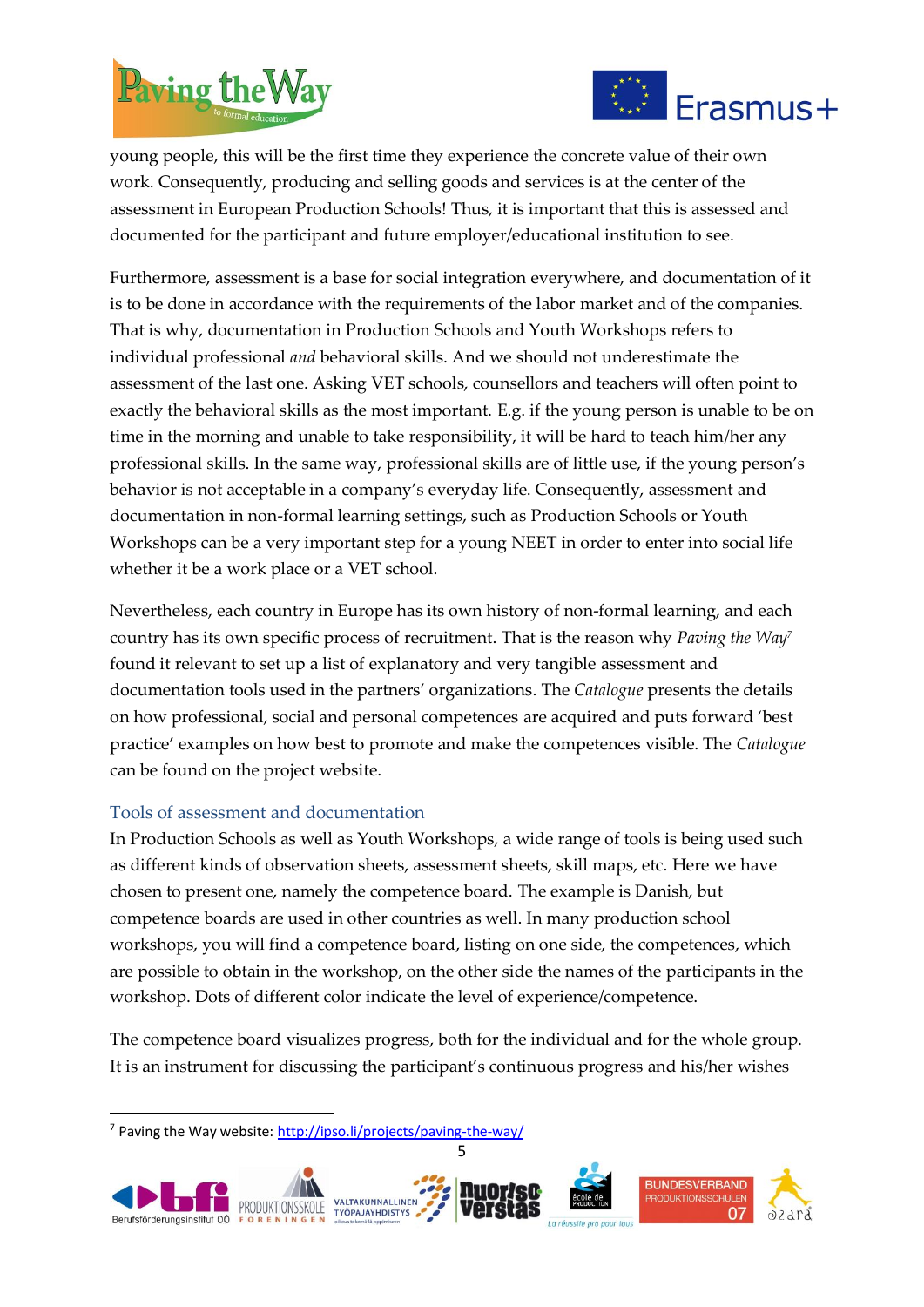young people, this will be the first time they experience the concrete value of their own work. Consequently, producing and selling goods and services is at the center of the assessment in European Production Schools! Thus, it is important that this is assessed and documented for the participant and future employer/educational institution to see.

Furthermore, assessment is a base for social integration everywhere, and documentation of it is to be done in accordance with the requirements of the labor market and of the companies. That is why, documentation in Production Schools and Youth Workshops refers to individual professional *and* behavioral skills. And we should not underestimate the assessment of the last one. Asking VET schools, counsellors and teachers will often point to exactly the behavioral skills as the most important. E.g. if the young person is unable to be on time in the morning and unable to take responsibility, it will be hard to teach him/her any professional skills. In the same way, professional skills are of little use, if the young person's behavior is not acceptable in a company's everyday life. Consequently, assessment and documentation in non-formal learning settings, such as Production Schools or Youth Workshops can be a very important step for a young NEET in order to enter into social life whether it be a work place or a VET school.

Nevertheless, each country in Europe has its own history of non-formal learning, and each country has its own specific process of recruitment. That is the reason why *Paving the Way*[7] found it relevant to set up a list of explanatory and very tangible assessment and documentation tools used in the partners' organizations. The *Catalogue* presents the details on how professional, social and personal competences are acquired and puts forward 'best practice' examples on how best to promote and make the competences visible. The *Catalogue* can be found on the project website.

### Tools of assessment and documentation

In Production Schools as well as Youth Workshops, a wide range of tools is being used such as different kinds of observation sheets, assessment sheets, skill maps, etc. Here we have chosen to present one, namely the competence board. The example is Danish, but competence boards are used in other countries as well. In many production school workshops, you will find a competence board, listing on one side, the competences, which are possible to obtain in the workshop, on the other side the names of the participants in the workshop. Dots of different color indicate the level of experience/competence.

The competence board visualizes progress, both for the individual and for the whole group. It is an instrument for discussing the participant's continuous progress and his/her wishes

[7] Paving the Way website: http://ipso.li/projects/paving-the-way/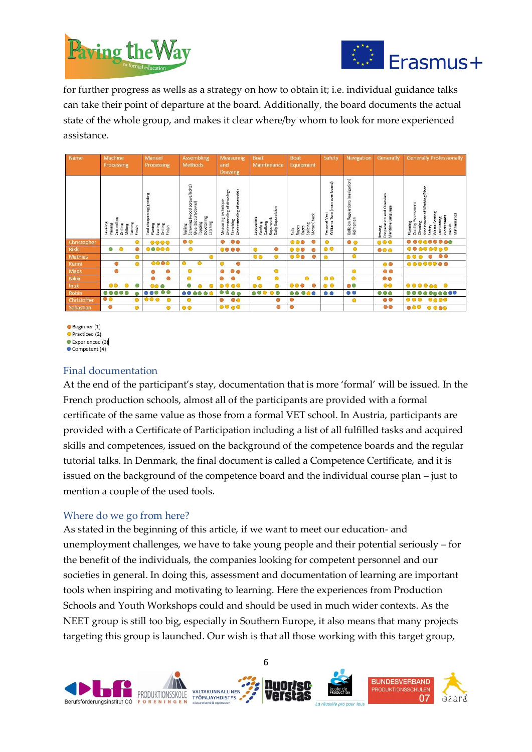for further progress as wells as a strategy on how to obtain it; i.e. individual guidance talks can take their point of departure at the board. Additionally, the board documents the actual state of the whole group, and makes it clear where/by whom to look for more experienced assistance.

| Name | Machine Processing | Manuel Processing | Assembling Methods | Measuring and Drawing | Boat Maintenance | Boat Equipment | Safety | Navigation | Generally | Generally Professionally |
|---|---|---|---|---|---|---|---|---|---|---|
| | Levelling, Planing, Sawmilling, Drilling, Milling, Turning, Finish | Tool sharpening/grinding, Planing, Sawing, Drilling, Finish | Nailing, Screwing (wood screws/bolts), Glue (biscuit/dowel), Tapping, Dovetailing, Latching | Measuring technique, Understanding of drawings, Sketching, Understanding of materials | Lacquering, Painting, Caulking, Rope work, Daily Supervision | Sails, Ropes, Knots, Splicing, Motor Check | Personal Vest, Williams Turn (man over board) | Collision Regulations (navigation), Helmsman | Rowing, Cooperation and Overview, Maritime Language | Planning, Quality Assessment, Cleaning, Assessment of Working Place, Safety, Waste Sorting, Calculating, Worksheets, Danish, Mathematics |
| Christopher | | | | | | | | | | |
| Rikki | | | | | | | | | | |
| Mathias | | | | | | | | | | |
| Kenni | | | | | | | | | | |
| Mads | | | | | | | | | | |
| Nikki | | | | | | | | | | |
| Inuk | | | | | | | | | | |
| Robin | | | | | | | | | | |
| Christoffer | | | | | | | | | | |
| Sebastian | | | | | | | | | | |

- Beginner (1)
- Practiced (2)
- Experienced (3)
- Competent (4)

## Final documentation

At the end of the participant's stay, documentation that is more 'formal' will be issued. In the French production schools, almost all of the participants are provided with a formal certificate of the same value as those from a formal VET school. In Austria, participants are provided with a Certificate of Participation including a list of all fulfilled tasks and acquired skills and competences, issued on the background of the competence boards and the regular tutorial talks. In Denmark, the final document is called a Competence Certificate, and it is issued on the background of the competence board and the individual course plan – just to mention a couple of the used tools.

## Where do we go from here?

As stated in the beginning of this article, if we want to meet our education- and unemployment challenges, we have to take young people and their potential seriously – for the benefit of the individuals, the companies looking for competent personnel and our societies in general. In doing this, assessment and documentation of learning are important tools when inspiring and motivating to learning. Here the experiences from Production Schools and Youth Workshops could and should be used in much wider contexts. As the NEET group is still too big, especially in Southern Europe, it also means that many projects targeting this group is launched. Our wish is that all those working with this target group,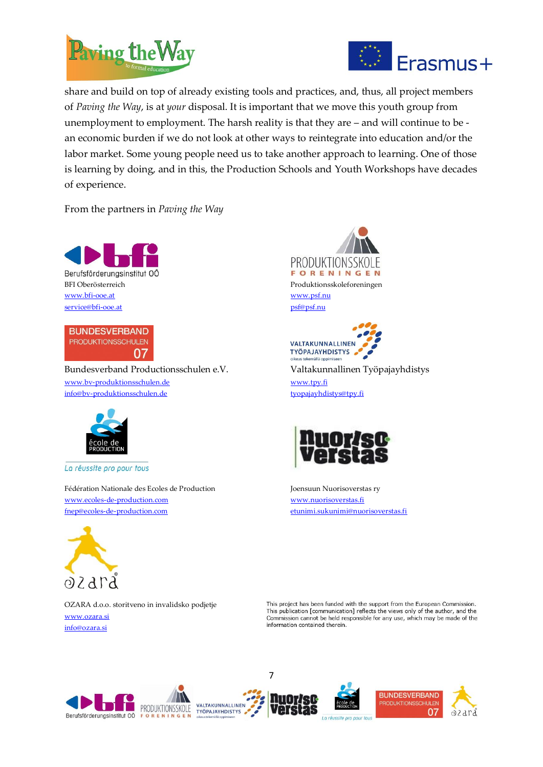share and build on top of already existing tools and practices, and, thus, all project members of *Paving the Way*, is at *your* disposal. It is important that we move this youth group from unemployment to employment. The harsh reality is that they are – and will continue to be - an economic burden if we do not look at other ways to reintegrate into education and/or the labor market. Some young people need us to take another approach to learning. One of those is learning by doing, and in this, the Production Schools and Youth Workshops have decades of experience.

From the partners in *Paving the Way*

BFI Oberösterreich
www.bfi-ooe.at
service@bfi-ooe.at

Produktionsskoleforeningen
www.psf.nu
psf@psf.nu

Bundesverband Productionsschulen e.V.
www.bv-produktionsschulen.de
info@bv-produktionsschulen.de

Valtakunnallinen Työpajayhdistys
www.tpy.fi
tyopajayhdistys@tpy.fi

Fédération Nationale des Ecoles de Production
www.ecoles-de-production.com
fnep@ecoles-de-production.com

Joensuun Nuorisoverstas ry
www.nuorisoverstas.fi
etunimi.sukunimi@nuorisoverstas.fi

OZARA d.o.o. storitveno in invalidsko podjetje
www.ozara.si
info@ozara.si

This project has been funded with the support from the European Commission. This publication [communication] reflects the views only of the author, and the Commission cannot be held responsible for any use, which may be made of the information contained therein.